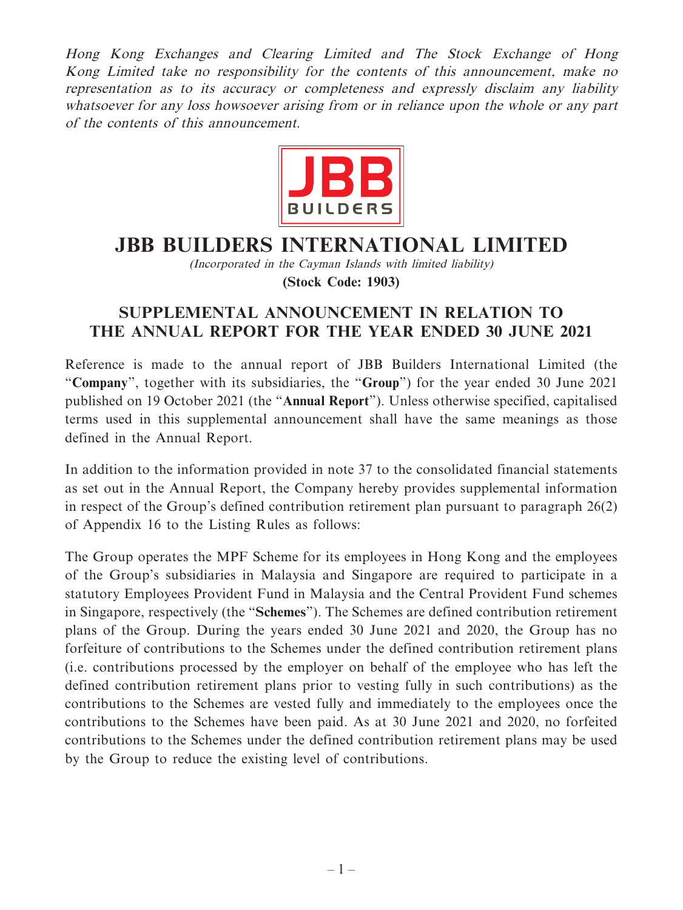*Hong Kong Exchanges and Clearing Limited and The Stock Exchange of Hong Kong Limited take no responsibility for the contents of this announcement, make no representation as to its accuracy or completeness and expressly disclaim any liability whatsoever for any loss howsoever arising from or in reliance upon the whole or any part of the contents of this announcement.*

# JBB BUILDERS INTERNATIONAL LIMITED

*(Incorporated in the Cayman Islands with limited liability)*

**(Stock Code: 1903)**

## SUPPLEMENTAL ANNOUNCEMENT IN RELATION TO THE ANNUAL REPORT FOR THE YEAR ENDED 30 JUNE 2021

Reference is made to the annual report of JBB Builders International Limited (the "**Company**", together with its subsidiaries, the "**Group**") for the year ended 30 June 2021 published on 19 October 2021 (the "**Annual Report**"). Unless otherwise specified, capitalised terms used in this supplemental announcement shall have the same meanings as those defined in the Annual Report.

In addition to the information provided in note 37 to the consolidated financial statements as set out in the Annual Report, the Company hereby provides supplemental information in respect of the Group's defined contribution retirement plan pursuant to paragraph 26(2) of Appendix 16 to the Listing Rules as follows:

The Group operates the MPF Scheme for its employees in Hong Kong and the employees of the Group's subsidiaries in Malaysia and Singapore are required to participate in a statutory Employees Provident Fund in Malaysia and the Central Provident Fund schemes in Singapore, respectively (the "**Schemes**"). The Schemes are defined contribution retirement plans of the Group. During the years ended 30 June 2021 and 2020, the Group has no forfeiture of contributions to the Schemes under the defined contribution retirement plans (i.e. contributions processed by the employer on behalf of the employee who has left the defined contribution retirement plans prior to vesting fully in such contributions) as the contributions to the Schemes are vested fully and immediately to the employees once the contributions to the Schemes have been paid. As at 30 June 2021 and 2020, no forfeited contributions to the Schemes under the defined contribution retirement plans may be used by the Group to reduce the existing level of contributions.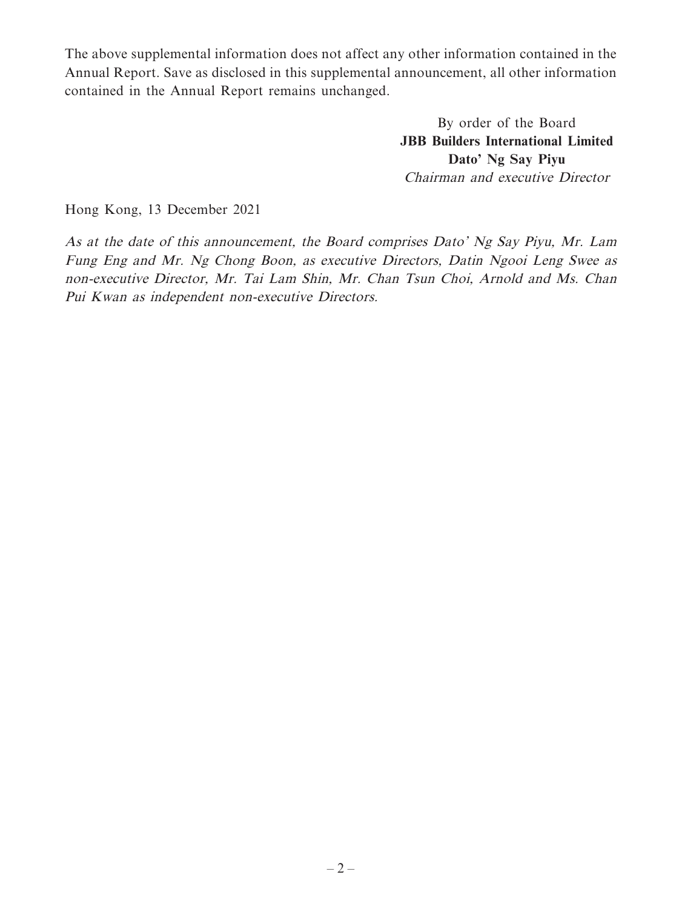The above supplemental information does not affect any other information contained in the Annual Report. Save as disclosed in this supplemental announcement, all other information contained in the Annual Report remains unchanged.

By order of the Board
**JBB Builders International Limited**
**Dato' Ng Say Piyu**
*Chairman and executive Director*

Hong Kong, 13 December 2021

*As at the date of this announcement, the Board comprises Dato' Ng Say Piyu, Mr. Lam Fung Eng and Mr. Ng Chong Boon, as executive Directors, Datin Ngooi Leng Swee as non-executive Director, Mr. Tai Lam Shin, Mr. Chan Tsun Choi, Arnold and Ms. Chan Pui Kwan as independent non-executive Directors.*